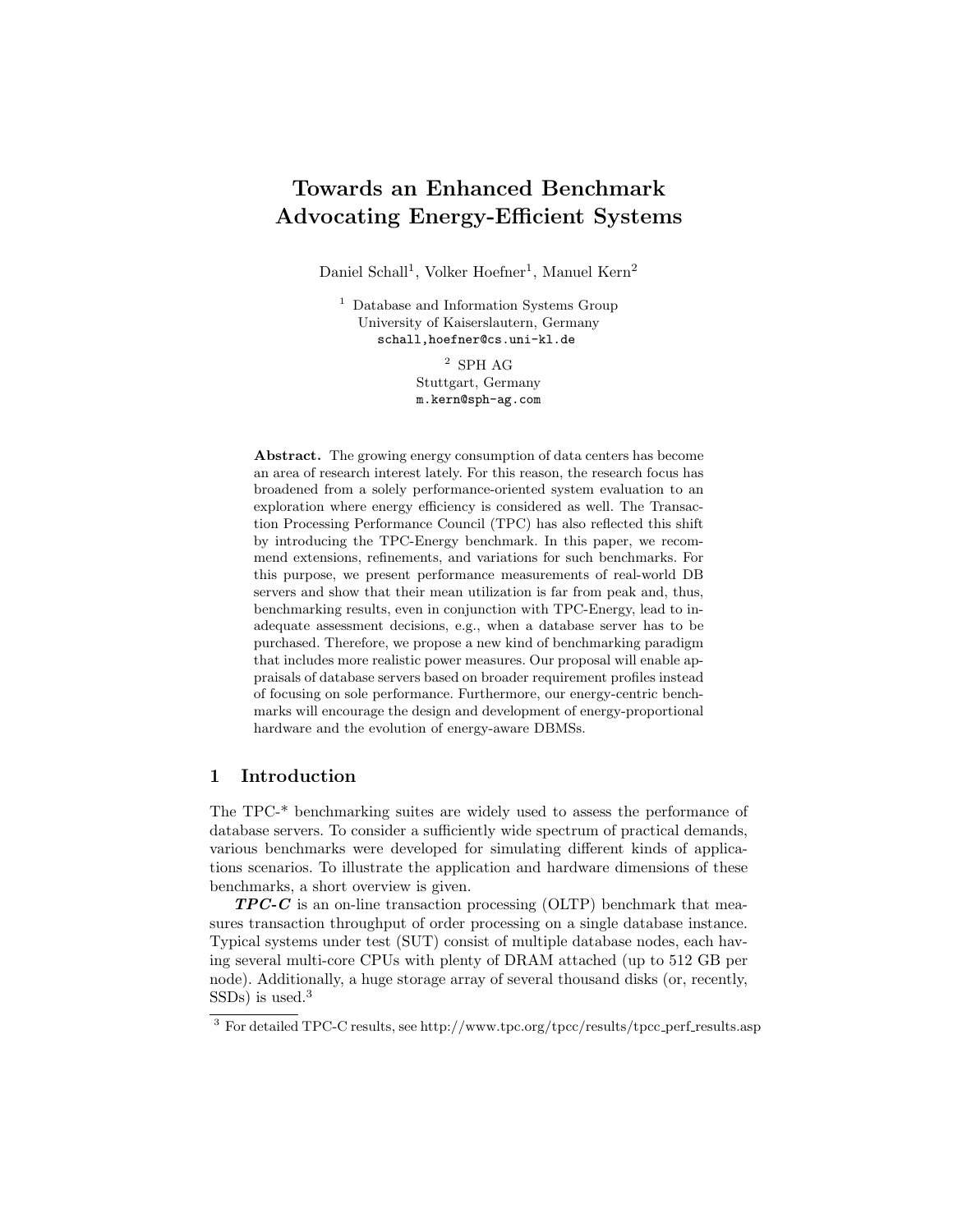# Towards an Enhanced Benchmark Advocating Energy-Efficient Systems

Daniel Schall[1], Volker Hoefner[1], Manuel Kern[2]

[1] Database and Information Systems Group
University of Kaiserslautern, Germany
schall,hoefner@cs.uni-kl.de

[2] SPH AG
Stuttgart, Germany
m.kern@sph-ag.com

**Abstract.** The growing energy consumption of data centers has become an area of research interest lately. For this reason, the research focus has broadened from a solely performance-oriented system evaluation to an exploration where energy efficiency is considered as well. The Transaction Processing Performance Council (TPC) has also reflected this shift by introducing the TPC-Energy benchmark. In this paper, we recommend extensions, refinements, and variations for such benchmarks. For this purpose, we present performance measurements of real-world DB servers and show that their mean utilization is far from peak and, thus, benchmarking results, even in conjunction with TPC-Energy, lead to inadequate assessment decisions, e.g., when a database server has to be purchased. Therefore, we propose a new kind of benchmarking paradigm that includes more realistic power measures. Our proposal will enable appraisals of database servers based on broader requirement profiles instead of focusing on sole performance. Furthermore, our energy-centric benchmarks will encourage the design and development of energy-proportional hardware and the evolution of energy-aware DBMSs.

## 1 Introduction

The TPC-* benchmarking suites are widely used to assess the performance of database servers. To consider a sufficiently wide spectrum of practical demands, various benchmarks were developed for simulating different kinds of applications scenarios. To illustrate the application and hardware dimensions of these benchmarks, a short overview is given.

***TPC-C*** is an on-line transaction processing (OLTP) benchmark that measures transaction throughput of order processing on a single database instance. Typical systems under test (SUT) consist of multiple database nodes, each having several multi-core CPUs with plenty of DRAM attached (up to 512 GB per node). Additionally, a huge storage array of several thousand disks (or, recently, SSDs) is used.[3]

[3] For detailed TPC-C results, see http://www.tpc.org/tpcc/results/tpcc_perf_results.asp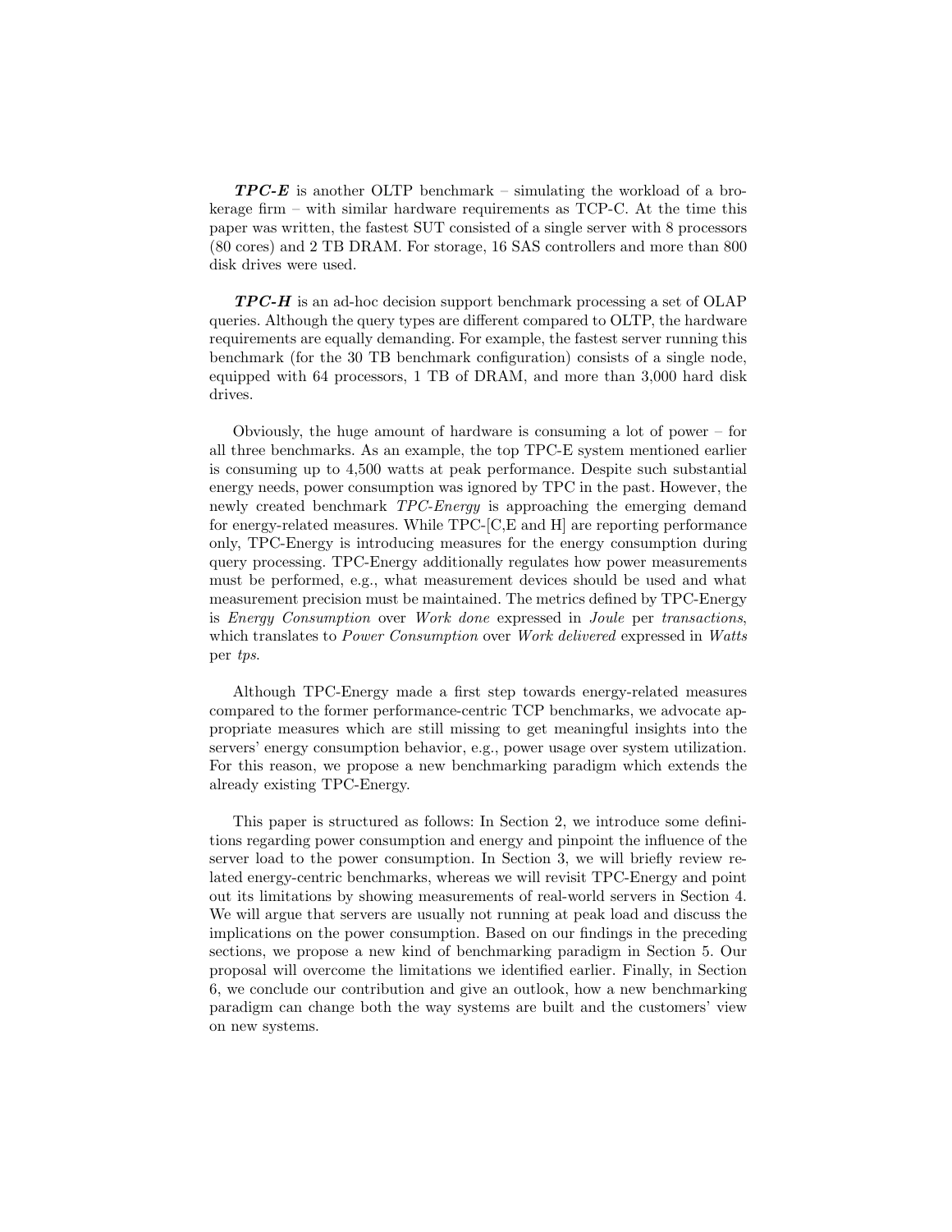***TPC-E*** is another OLTP benchmark – simulating the workload of a brokerage firm – with similar hardware requirements as TCP-C. At the time this paper was written, the fastest SUT consisted of a single server with 8 processors (80 cores) and 2 TB DRAM. For storage, 16 SAS controllers and more than 800 disk drives were used.

***TPC-H*** is an ad-hoc decision support benchmark processing a set of OLAP queries. Although the query types are different compared to OLTP, the hardware requirements are equally demanding. For example, the fastest server running this benchmark (for the 30 TB benchmark configuration) consists of a single node, equipped with 64 processors, 1 TB of DRAM, and more than 3,000 hard disk drives.

Obviously, the huge amount of hardware is consuming a lot of power – for all three benchmarks. As an example, the top TPC-E system mentioned earlier is consuming up to 4,500 watts at peak performance. Despite such substantial energy needs, power consumption was ignored by TPC in the past. However, the newly created benchmark *TPC-Energy* is approaching the emerging demand for energy-related measures. While TPC-[C,E and H] are reporting performance only, TPC-Energy is introducing measures for the energy consumption during query processing. TPC-Energy additionally regulates how power measurements must be performed, e.g., what measurement devices should be used and what measurement precision must be maintained. The metrics defined by TPC-Energy is *Energy Consumption* over *Work done* expressed in *Joule* per *transactions*, which translates to *Power Consumption* over *Work delivered* expressed in *Watts* per *tps*.

Although TPC-Energy made a first step towards energy-related measures compared to the former performance-centric TCP benchmarks, we advocate appropriate measures which are still missing to get meaningful insights into the servers' energy consumption behavior, e.g., power usage over system utilization. For this reason, we propose a new benchmarking paradigm which extends the already existing TPC-Energy.

This paper is structured as follows: In Section 2, we introduce some definitions regarding power consumption and energy and pinpoint the influence of the server load to the power consumption. In Section 3, we will briefly review related energy-centric benchmarks, whereas we will revisit TPC-Energy and point out its limitations by showing measurements of real-world servers in Section 4. We will argue that servers are usually not running at peak load and discuss the implications on the power consumption. Based on our findings in the preceding sections, we propose a new kind of benchmarking paradigm in Section 5. Our proposal will overcome the limitations we identified earlier. Finally, in Section 6, we conclude our contribution and give an outlook, how a new benchmarking paradigm can change both the way systems are built and the customers' view on new systems.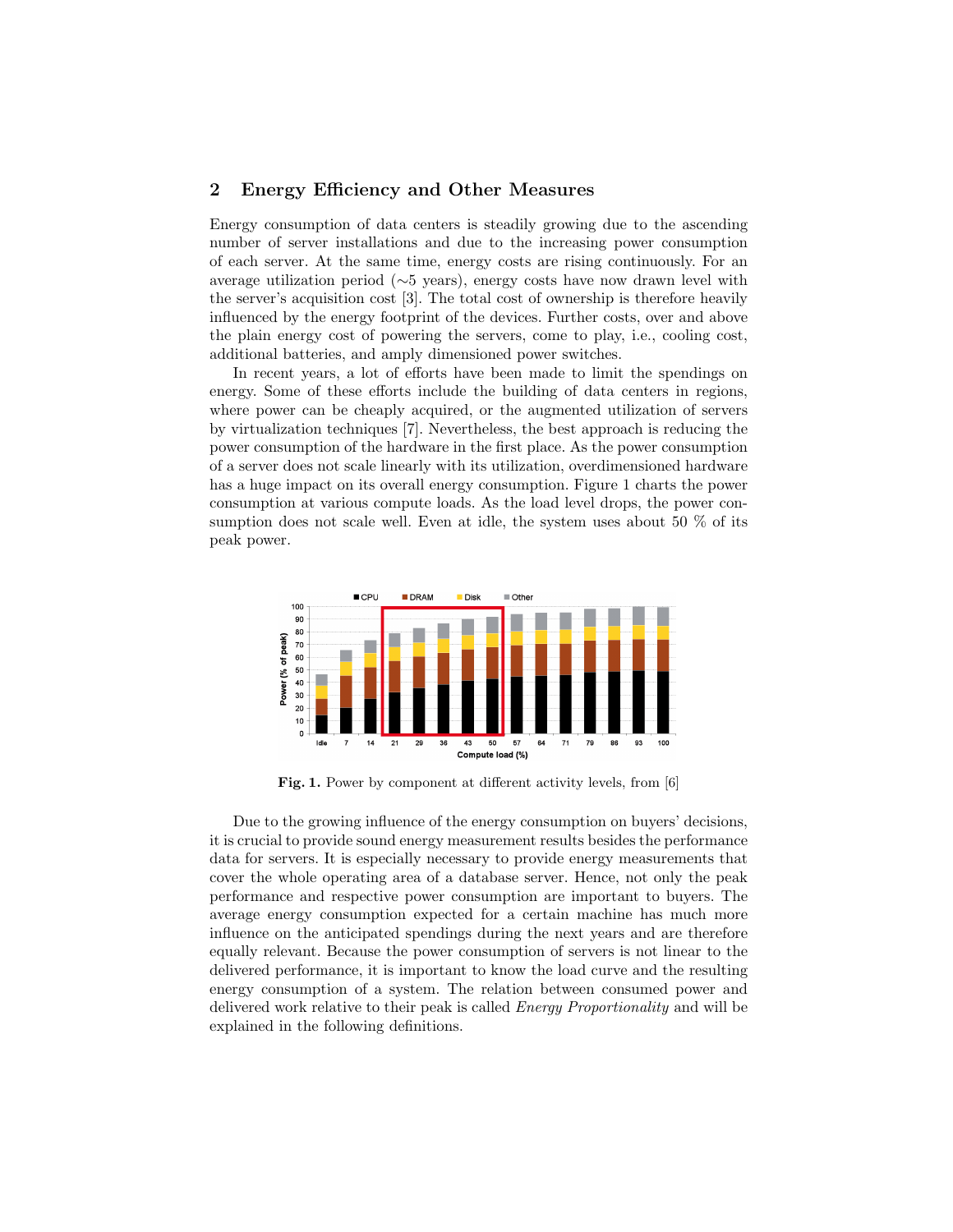## 2 Energy Efficiency and Other Measures

Energy consumption of data centers is steadily growing due to the ascending number of server installations and due to the increasing power consumption of each server. At the same time, energy costs are rising continuously. For an average utilization period (∼5 years), energy costs have now drawn level with the server's acquisition cost [3]. The total cost of ownership is therefore heavily influenced by the energy footprint of the devices. Further costs, over and above the plain energy cost of powering the servers, come to play, i.e., cooling cost, additional batteries, and amply dimensioned power switches.

In recent years, a lot of efforts have been made to limit the spendings on energy. Some of these efforts include the building of data centers in regions, where power can be cheaply acquired, or the augmented utilization of servers by virtualization techniques [7]. Nevertheless, the best approach is reducing the power consumption of the hardware in the first place. As the power consumption of a server does not scale linearly with its utilization, overdimensioned hardware has a huge impact on its overall energy consumption. Figure 1 charts the power consumption at various compute loads. As the load level drops, the power consumption does not scale well. Even at idle, the system uses about 50 % of its peak power.

CPU
DRAM
Disk
Other

Power (% of peak)
100
90
80
70
60
50
40
30
20
10
0

Idle 7 14 21 29 36 43 50 57 64 71 79 86 93 100
Compute load (%)

**Fig. 1.** Power by component at different activity levels, from [6]

Due to the growing influence of the energy consumption on buyers' decisions, it is crucial to provide sound energy measurement results besides the performance data for servers. It is especially necessary to provide energy measurements that cover the whole operating area of a database server. Hence, not only the peak performance and respective power consumption are important to buyers. The average energy consumption expected for a certain machine has much more influence on the anticipated spendings during the next years and are therefore equally relevant. Because the power consumption of servers is not linear to the delivered performance, it is important to know the load curve and the resulting energy consumption of a system. The relation between consumed power and delivered work relative to their peak is called *Energy Proportionality* and will be explained in the following definitions.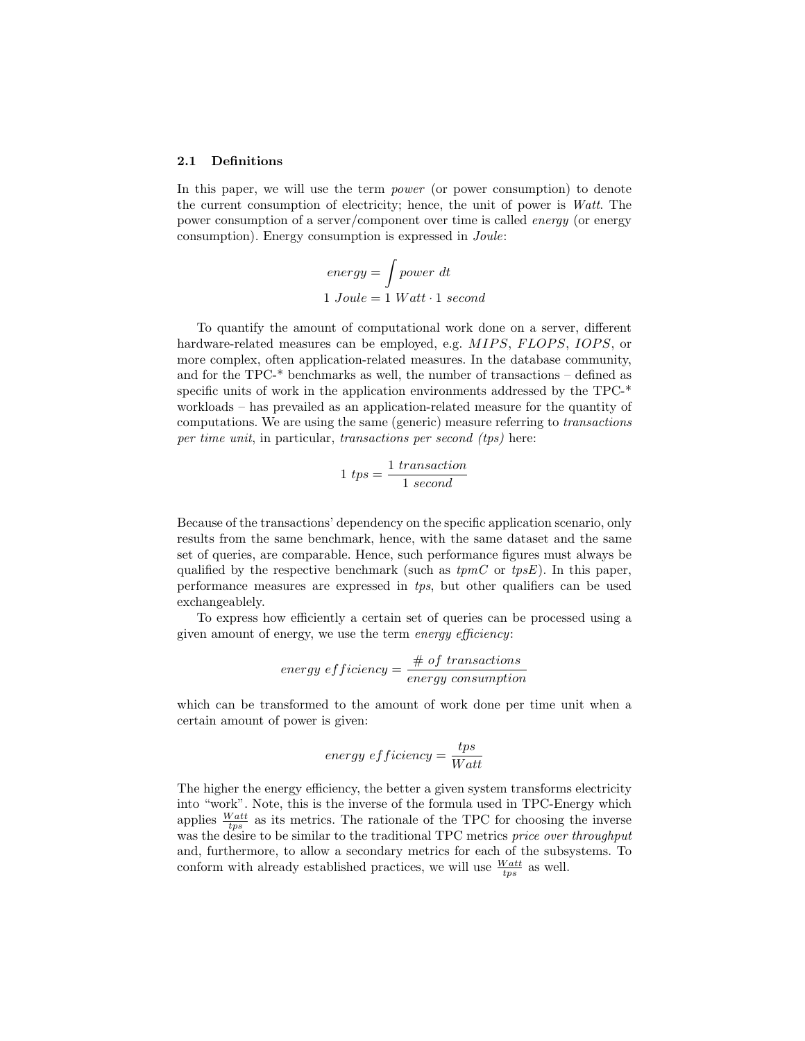### 2.1 Definitions

In this paper, we will use the term *power* (or power consumption) to denote the current consumption of electricity; hence, the unit of power is *Watt*. The power consumption of a server/component over time is called *energy* (or energy consumption). Energy consumption is expressed in *Joule*:

$$energy = \int power\ dt$$

$$1\ Joule = 1\ Watt \cdot 1\ second$$

To quantify the amount of computational work done on a server, different hardware-related measures can be employed, e.g. $MIPS$, $FLOPS$, $IOPS$, or more complex, often application-related measures. In the database community, and for the TPC-* benchmarks as well, the number of transactions – defined as specific units of work in the application environments addressed by the TPC-* workloads – has prevailed as an application-related measure for the quantity of computations. We are using the same (generic) measure referring to *transactions per time unit*, in particular, *transactions per second (tps)* here:

$$1\ tps = \frac{1\ transaction}{1\ second}$$

Because of the transactions' dependency on the specific application scenario, only results from the same benchmark, hence, with the same dataset and the same set of queries, are comparable. Hence, such performance figures must always be qualified by the respective benchmark (such as *tpmC* or *tpsE*). In this paper, performance measures are expressed in *tps*, but other qualifiers can be used exchangeablely.

To express how efficiently a certain set of queries can be processed using a given amount of energy, we use the term *energy efficiency*:

$$energy\ efficiency = \frac{\#\ of\ transactions}{energy\ consumption}$$

which can be transformed to the amount of work done per time unit when a certain amount of power is given:

$$energy\ efficiency = \frac{tps}{Watt}$$

The higher the energy efficiency, the better a given system transforms electricity into "work". Note, this is the inverse of the formula used in TPC-Energy which applies $\frac{Watt}{tps}$ as its metrics. The rationale of the TPC for choosing the inverse was the desire to be similar to the traditional TPC metrics *price over throughput* and, furthermore, to allow a secondary metrics for each of the subsystems. To conform with already established practices, we will use $\frac{Watt}{tps}$ as well.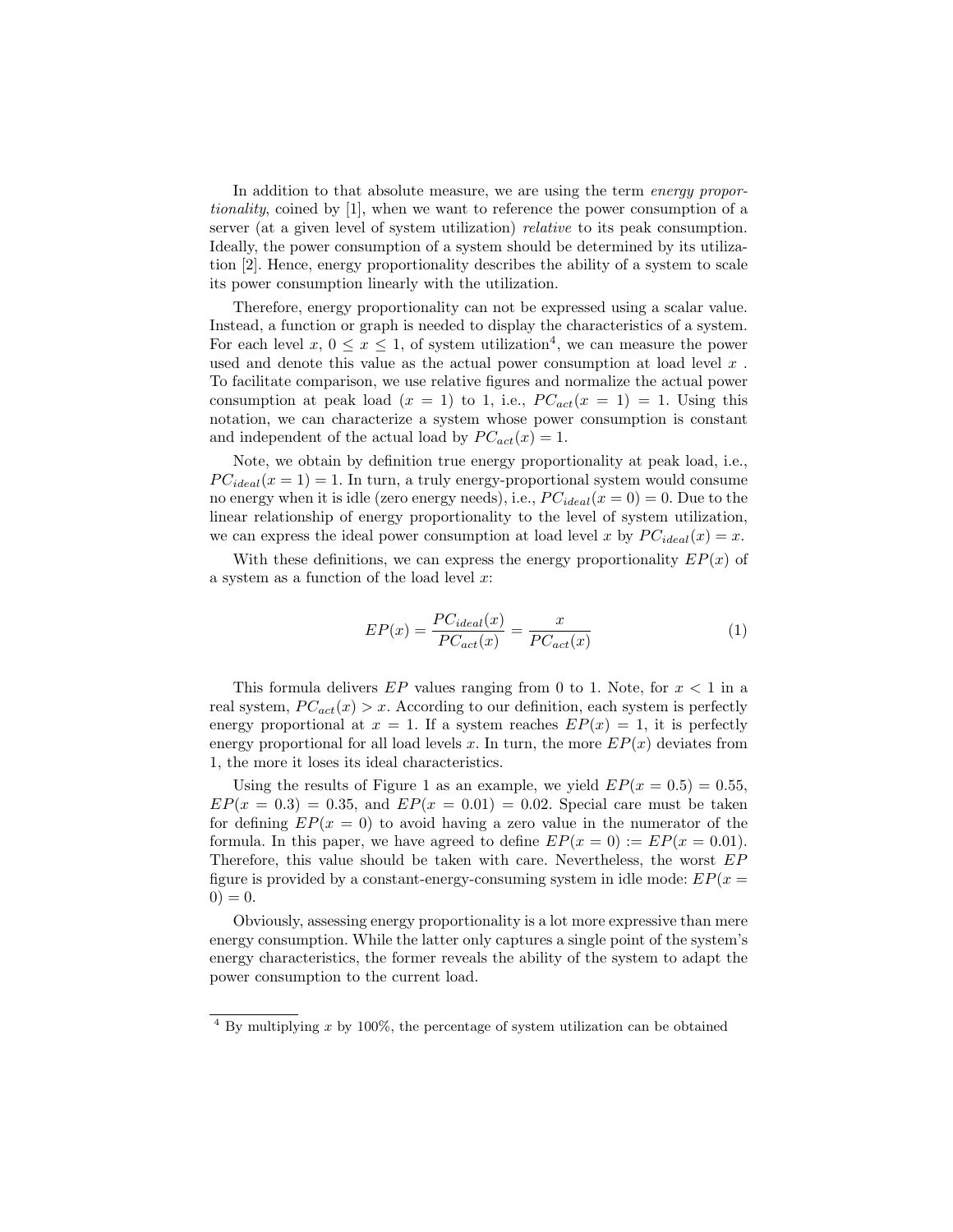In addition to that absolute measure, we are using the term *energy proportionality*, coined by [1], when we want to reference the power consumption of a server (at a given level of system utilization) *relative* to its peak consumption. Ideally, the power consumption of a system should be determined by its utilization [2]. Hence, energy proportionality describes the ability of a system to scale its power consumption linearly with the utilization.

Therefore, energy proportionality can not be expressed using a scalar value. Instead, a function or graph is needed to display the characteristics of a system. For each level $x$, $0 \leq x \leq 1$, of system utilization[4], we can measure the power used and denote this value as the actual power consumption at load level $x$ . To facilitate comparison, we use relative figures and normalize the actual power consumption at peak load ($x = 1$) to 1, i.e., $PC_{act}(x = 1) = 1$. Using this notation, we can characterize a system whose power consumption is constant and independent of the actual load by $PC_{act}(x) = 1$.

Note, we obtain by definition true energy proportionality at peak load, i.e., $PC_{ideal}(x = 1) = 1$. In turn, a truly energy-proportional system would consume no energy when it is idle (zero energy needs), i.e., $PC_{ideal}(x = 0) = 0$. Due to the linear relationship of energy proportionality to the level of system utilization, we can express the ideal power consumption at load level $x$ by $PC_{ideal}(x) = x$.

With these definitions, we can express the energy proportionality $EP(x)$ of a system as a function of the load level $x$:

$$EP(x) = \frac{PC_{ideal}(x)}{PC_{act}(x)} = \frac{x}{PC_{act}(x)} \tag{1}$$

This formula delivers $EP$ values ranging from 0 to 1. Note, for $x < 1$ in a real system, $PC_{act}(x) > x$. According to our definition, each system is perfectly energy proportional at $x = 1$. If a system reaches $EP(x) = 1$, it is perfectly energy proportional for all load levels $x$. In turn, the more $EP(x)$ deviates from 1, the more it loses its ideal characteristics.

Using the results of Figure 1 as an example, we yield $EP(x = 0.5) = 0.55$, $EP(x = 0.3) = 0.35$, and $EP(x = 0.01) = 0.02$. Special care must be taken for defining $EP(x = 0)$ to avoid having a zero value in the numerator of the formula. In this paper, we have agreed to define $EP(x = 0) := EP(x = 0.01)$. Therefore, this value should be taken with care. Nevertheless, the worst $EP$ figure is provided by a constant-energy-consuming system in idle mode: $EP(x = 0) = 0$.

Obviously, assessing energy proportionality is a lot more expressive than mere energy consumption. While the latter only captures a single point of the system's energy characteristics, the former reveals the ability of the system to adapt the power consumption to the current load.

[4] By multiplying $x$ by 100%, the percentage of system utilization can be obtained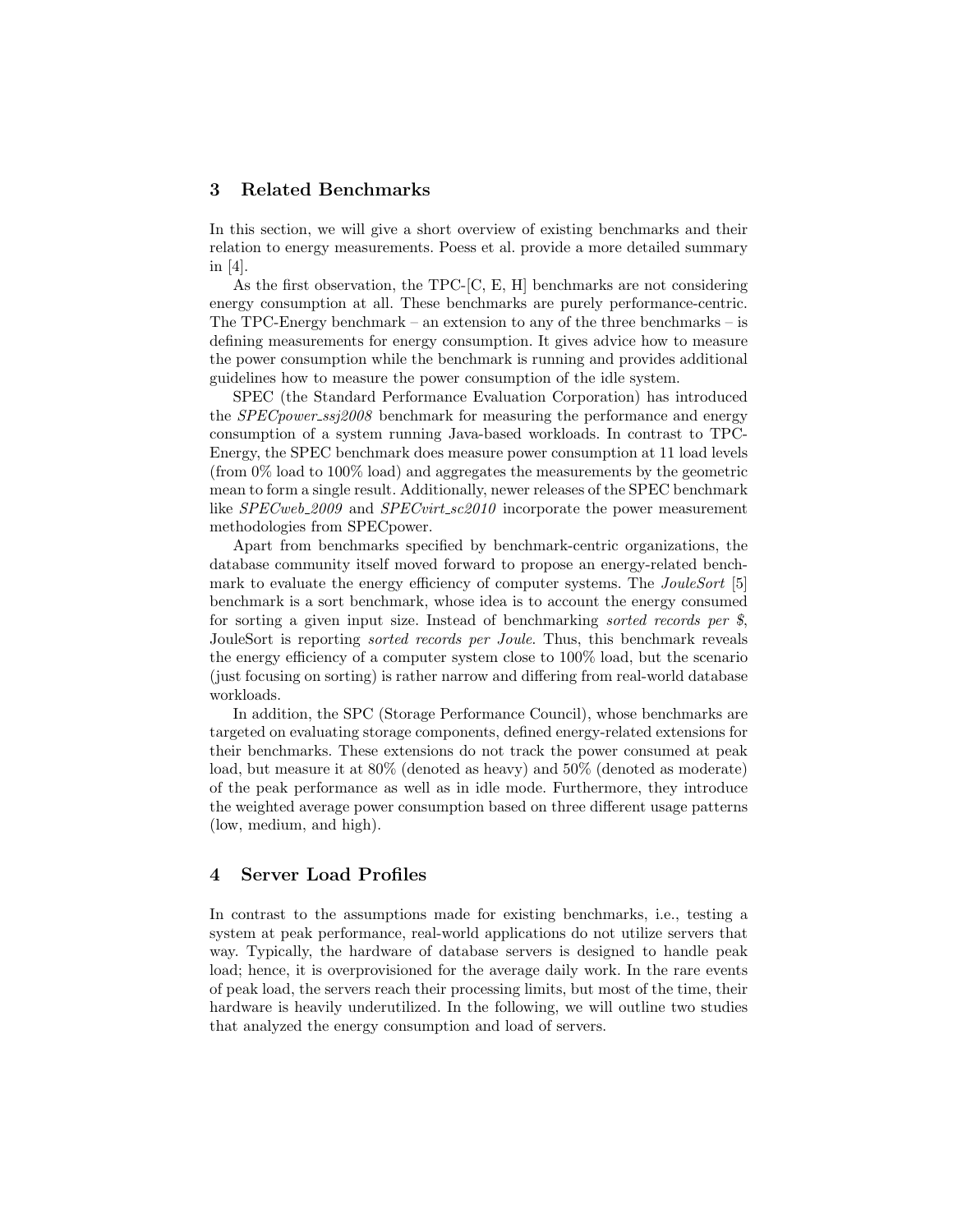## 3 Related Benchmarks

In this section, we will give a short overview of existing benchmarks and their relation to energy measurements. Poess et al. provide a more detailed summary in [4].

As the first observation, the TPC-[C, E, H] benchmarks are not considering energy consumption at all. These benchmarks are purely performance-centric. The TPC-Energy benchmark – an extension to any of the three benchmarks – is defining measurements for energy consumption. It gives advice how to measure the power consumption while the benchmark is running and provides additional guidelines how to measure the power consumption of the idle system.

SPEC (the Standard Performance Evaluation Corporation) has introduced the *SPECpower_ssj2008* benchmark for measuring the performance and energy consumption of a system running Java-based workloads. In contrast to TPC-Energy, the SPEC benchmark does measure power consumption at 11 load levels (from 0% load to 100% load) and aggregates the measurements by the geometric mean to form a single result. Additionally, newer releases of the SPEC benchmark like *SPECweb_2009* and *SPECvirt_sc2010* incorporate the power measurement methodologies from SPECpower.

Apart from benchmarks specified by benchmark-centric organizations, the database community itself moved forward to propose an energy-related benchmark to evaluate the energy efficiency of computer systems. The *JouleSort* [5] benchmark is a sort benchmark, whose idea is to account the energy consumed for sorting a given input size. Instead of benchmarking *sorted records per $*, JouleSort is reporting *sorted records per Joule*. Thus, this benchmark reveals the energy efficiency of a computer system close to 100% load, but the scenario (just focusing on sorting) is rather narrow and differing from real-world database workloads.

In addition, the SPC (Storage Performance Council), whose benchmarks are targeted on evaluating storage components, defined energy-related extensions for their benchmarks. These extensions do not track the power consumed at peak load, but measure it at 80% (denoted as heavy) and 50% (denoted as moderate) of the peak performance as well as in idle mode. Furthermore, they introduce the weighted average power consumption based on three different usage patterns (low, medium, and high).

## 4 Server Load Profiles

In contrast to the assumptions made for existing benchmarks, i.e., testing a system at peak performance, real-world applications do not utilize servers that way. Typically, the hardware of database servers is designed to handle peak load; hence, it is overprovisioned for the average daily work. In the rare events of peak load, the servers reach their processing limits, but most of the time, their hardware is heavily underutilized. In the following, we will outline two studies that analyzed the energy consumption and load of servers.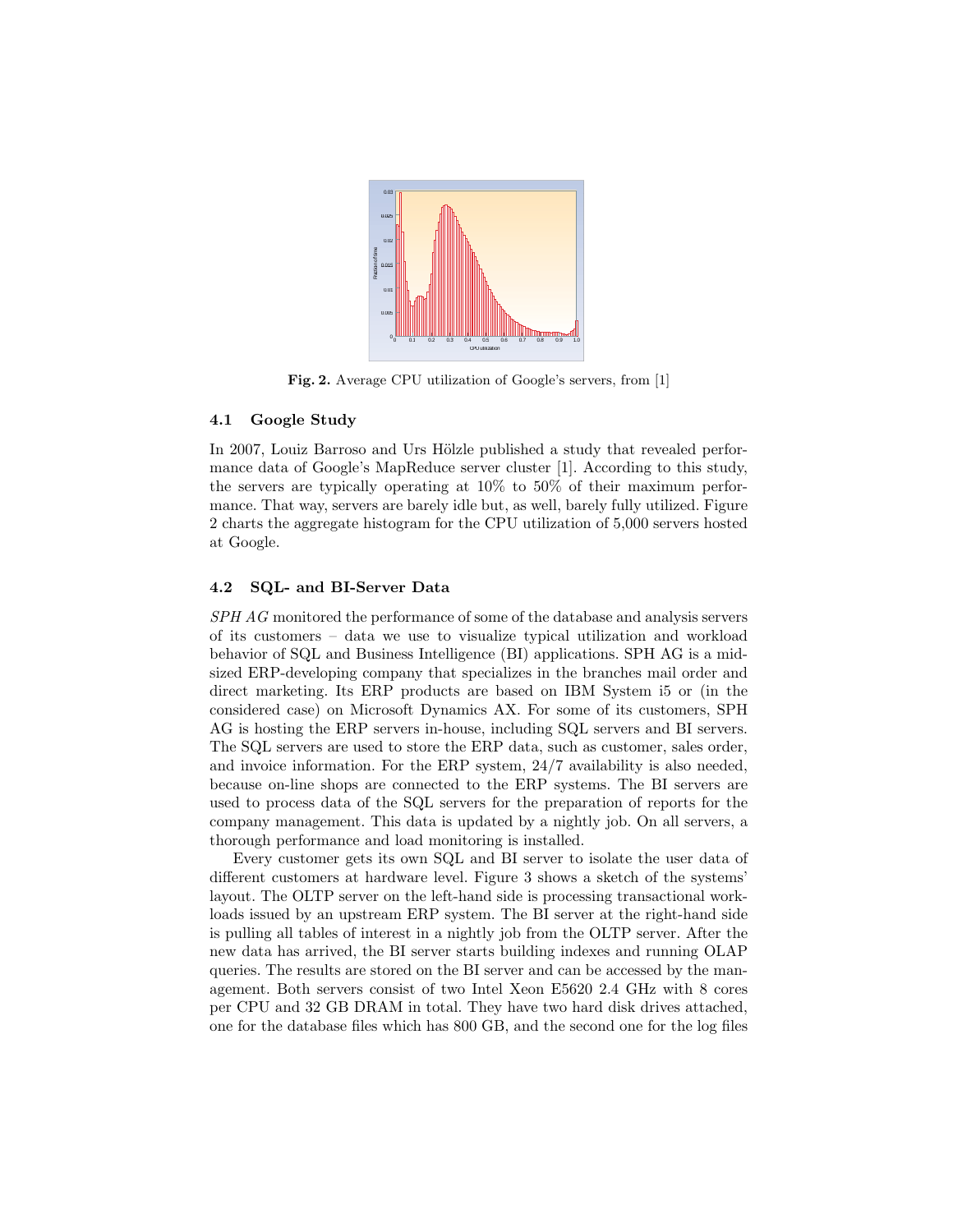Fig. 2. Average CPU utilization of Google's servers, from [1]

### 4.1 Google Study

In 2007, Louiz Barroso and Urs Hölzle published a study that revealed performance data of Google's MapReduce server cluster [1]. According to this study, the servers are typically operating at 10% to 50% of their maximum performance. That way, servers are barely idle but, as well, barely fully utilized. Figure 2 charts the aggregate histogram for the CPU utilization of 5,000 servers hosted at Google.

### 4.2 SQL- and BI-Server Data

*SPH AG* monitored the performance of some of the database and analysis servers of its customers – data we use to visualize typical utilization and workload behavior of SQL and Business Intelligence (BI) applications. SPH AG is a mid-sized ERP-developing company that specializes in the branches mail order and direct marketing. Its ERP products are based on IBM System i5 or (in the considered case) on Microsoft Dynamics AX. For some of its customers, SPH AG is hosting the ERP servers in-house, including SQL servers and BI servers. The SQL servers are used to store the ERP data, such as customer, sales order, and invoice information. For the ERP system, 24/7 availability is also needed, because on-line shops are connected to the ERP systems. The BI servers are used to process data of the SQL servers for the preparation of reports for the company management. This data is updated by a nightly job. On all servers, a thorough performance and load monitoring is installed.

Every customer gets its own SQL and BI server to isolate the user data of different customers at hardware level. Figure 3 shows a sketch of the systems' layout. The OLTP server on the left-hand side is processing transactional workloads issued by an upstream ERP system. The BI server at the right-hand side is pulling all tables of interest in a nightly job from the OLTP server. After the new data has arrived, the BI server starts building indexes and running OLAP queries. The results are stored on the BI server and can be accessed by the management. Both servers consist of two Intel Xeon E5620 2.4 GHz with 8 cores per CPU and 32 GB DRAM in total. They have two hard disk drives attached, one for the database files which has 800 GB, and the second one for the log files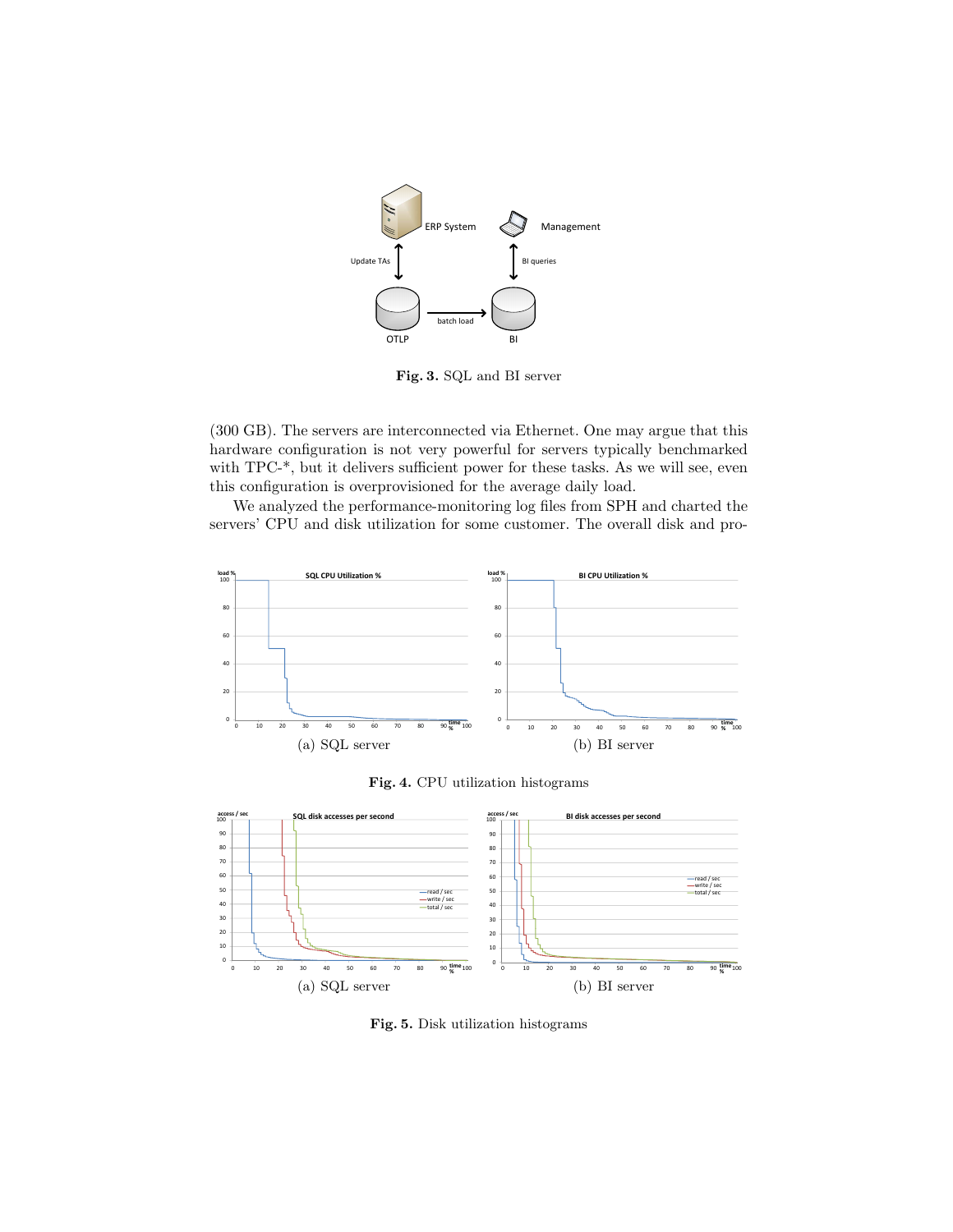**Fig. 3.** SQL and BI server

(300 GB). The servers are interconnected via Ethernet. One may argue that this hardware configuration is not very powerful for servers typically benchmarked with TPC-*, but it delivers sufficient power for these tasks. As we will see, even this configuration is overprovisioned for the average daily load.

We analyzed the performance-monitoring log files from SPH and charted the servers' CPU and disk utilization for some customer. The overall disk and pro-

(a) SQL server

(b) BI server

**Fig. 4.** CPU utilization histograms

(a) SQL server

(b) BI server

**Fig. 5.** Disk utilization histograms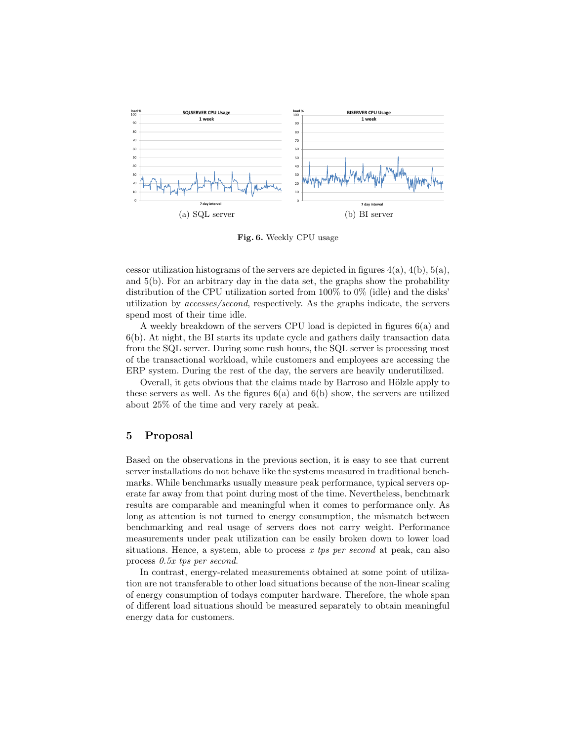(a) SQL server

(b) BI server

**Fig. 6.** Weekly CPU usage

cessor utilization histograms of the servers are depicted in figures 4(a), 4(b), 5(a), and 5(b). For an arbitrary day in the data set, the graphs show the probability distribution of the CPU utilization sorted from 100% to 0% (idle) and the disks' utilization by *accesses/second*, respectively. As the graphs indicate, the servers spend most of their time idle.

A weekly breakdown of the servers CPU load is depicted in figures 6(a) and 6(b). At night, the BI starts its update cycle and gathers daily transaction data from the SQL server. During some rush hours, the SQL server is processing most of the transactional workload, while customers and employees are accessing the ERP system. During the rest of the day, the servers are heavily underutilized.

Overall, it gets obvious that the claims made by Barroso and Hölzle apply to these servers as well. As the figures 6(a) and 6(b) show, the servers are utilized about 25% of the time and very rarely at peak.

## 5 Proposal

Based on the observations in the previous section, it is easy to see that current server installations do not behave like the systems measured in traditional benchmarks. While benchmarks usually measure peak performance, typical servers operate far away from that point during most of the time. Nevertheless, benchmark results are comparable and meaningful when it comes to performance only. As long as attention is not turned to energy consumption, the mismatch between benchmarking and real usage of servers does not carry weight. Performance measurements under peak utilization can be easily broken down to lower load situations. Hence, a system, able to process *x tps per second* at peak, can also process *0.5x tps per second*.

In contrast, energy-related measurements obtained at some point of utilization are not transferable to other load situations because of the non-linear scaling of energy consumption of todays computer hardware. Therefore, the whole span of different load situations should be measured separately to obtain meaningful energy data for customers.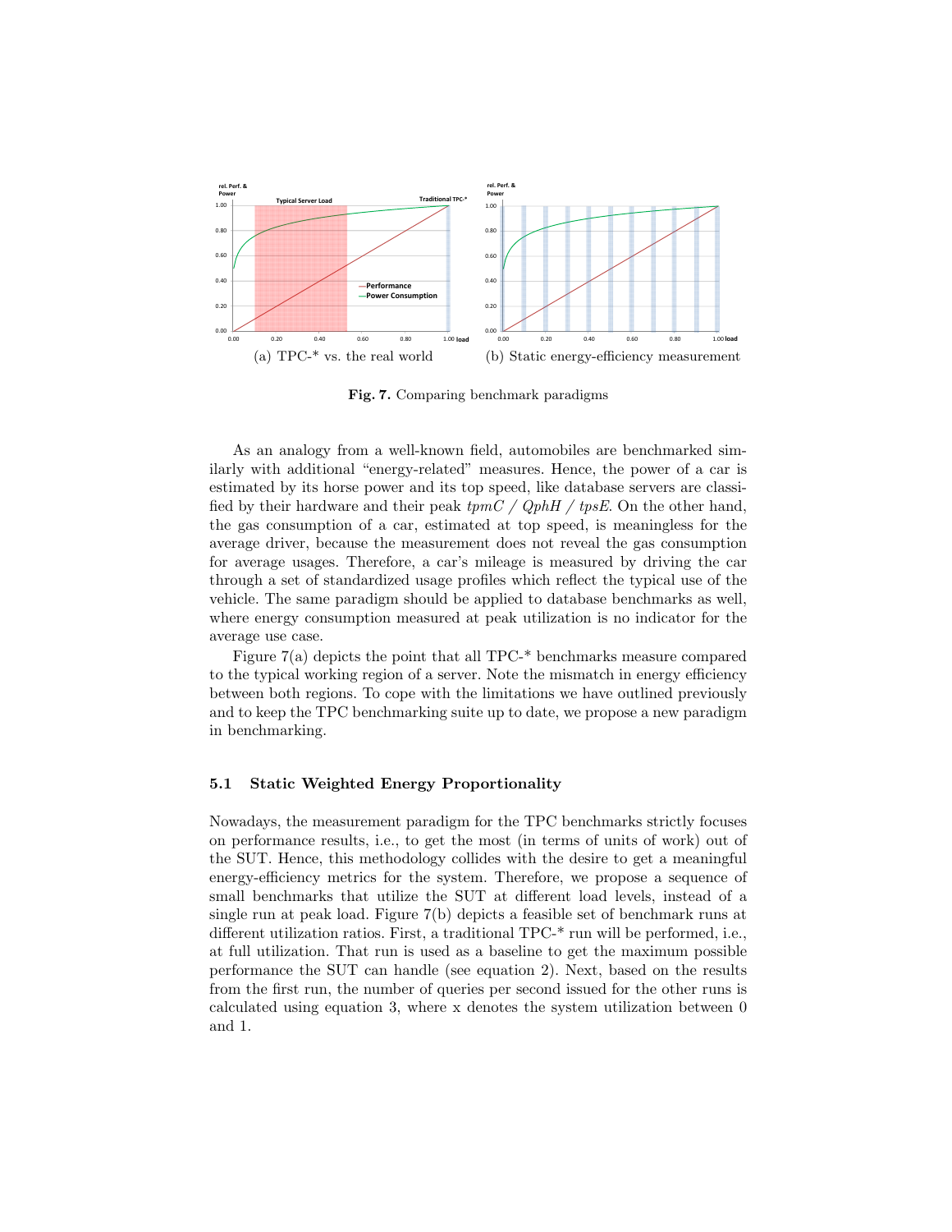rel. Perf. &
Power

Typical Server Load

Traditional TPC-*

1.00
0.80
0.60
0.40
0.20
0.00

0.00 0.20 0.40 0.60 0.80 1.00 load

Performance
Power Consumption

(a) TPC-* vs. the real world

rel. Perf. &
Power

1.00
0.80
0.60
0.40
0.20
0.00

0.00 0.20 0.40 0.60 0.80 1.00 load

(b) Static energy-efficiency measurement

**Fig. 7.** Comparing benchmark paradigms

As an analogy from a well-known field, automobiles are benchmarked similarly with additional "energy-related" measures. Hence, the power of a car is estimated by its horse power and its top speed, like database servers are classified by their hardware and their peak *tpmC* / *QphH* / *tpsE*. On the other hand, the gas consumption of a car, estimated at top speed, is meaningless for the average driver, because the measurement does not reveal the gas consumption for average usages. Therefore, a car's mileage is measured by driving the car through a set of standardized usage profiles which reflect the typical use of the vehicle. The same paradigm should be applied to database benchmarks as well, where energy consumption measured at peak utilization is no indicator for the average use case.

Figure 7(a) depicts the point that all TPC-* benchmarks measure compared to the typical working region of a server. Note the mismatch in energy efficiency between both regions. To cope with the limitations we have outlined previously and to keep the TPC benchmarking suite up to date, we propose a new paradigm in benchmarking.

### 5.1 Static Weighted Energy Proportionality

Nowadays, the measurement paradigm for the TPC benchmarks strictly focuses on performance results, i.e., to get the most (in terms of units of work) out of the SUT. Hence, this methodology collides with the desire to get a meaningful energy-efficiency metrics for the system. Therefore, we propose a sequence of small benchmarks that utilize the SUT at different load levels, instead of a single run at peak load. Figure 7(b) depicts a feasible set of benchmark runs at different utilization ratios. First, a traditional TPC-* run will be performed, i.e., at full utilization. That run is used as a baseline to get the maximum possible performance the SUT can handle (see equation 2). Next, based on the results from the first run, the number of queries per second issued for the other runs is calculated using equation 3, where x denotes the system utilization between 0 and 1.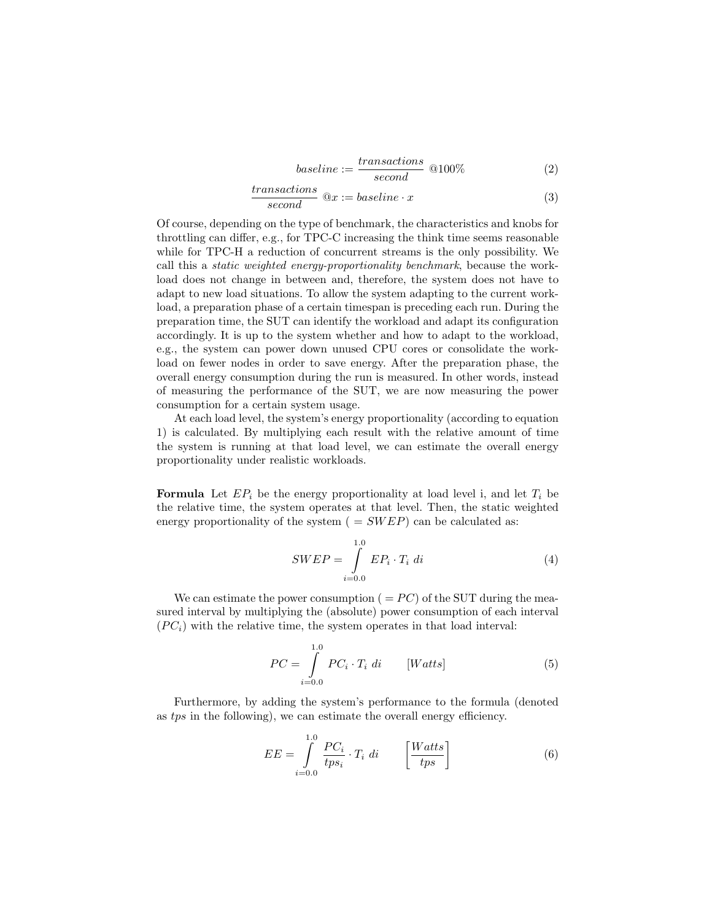$$baseline := \frac{transactions}{second} \ @100\% \tag{2}$$

$$\frac{transactions}{second} \ @x := baseline \cdot x \tag{3}$$

Of course, depending on the type of benchmark, the characteristics and knobs for throttling can differ, e.g., for TPC-C increasing the think time seems reasonable while for TPC-H a reduction of concurrent streams is the only possibility. We call this a *static weighted energy-proportionality benchmark*, because the workload does not change in between and, therefore, the system does not have to adapt to new load situations. To allow the system adapting to the current workload, a preparation phase of a certain timespan is preceding each run. During the preparation time, the SUT can identify the workload and adapt its configuration accordingly. It is up to the system whether and how to adapt to the workload, e.g., the system can power down unused CPU cores or consolidate the workload on fewer nodes in order to save energy. After the preparation phase, the overall energy consumption during the run is measured. In other words, instead of measuring the performance of the SUT, we are now measuring the power consumption for a certain system usage.

At each load level, the system's energy proportionality (according to equation 1) is calculated. By multiplying each result with the relative amount of time the system is running at that load level, we can estimate the overall energy proportionality under realistic workloads.

**Formula** Let $EP_i$ be the energy proportionality at load level i, and let $T_i$ be the relative time, the system operates at that level. Then, the static weighted energy proportionality of the system ( $= SWEP$) can be calculated as:

$$SWEP = \int_{i=0.0}^{1.0} EP_i \cdot T_i \ di \tag{4}$$

We can estimate the power consumption ( $= PC$) of the SUT during the measured interval by multiplying the (absolute) power consumption of each interval ($PC_i$) with the relative time, the system operates in that load interval:

$$PC = \int_{i=0.0}^{1.0} PC_i \cdot T_i \ di \qquad [Watts] \tag{5}$$

Furthermore, by adding the system's performance to the formula (denoted as *tps* in the following), we can estimate the overall energy efficiency.

$$EE = \int_{i=0.0}^{1.0} \frac{PC_i}{tps_i} \cdot T_i \ di \qquad \left[\frac{Watts}{tps}\right] \tag{6}$$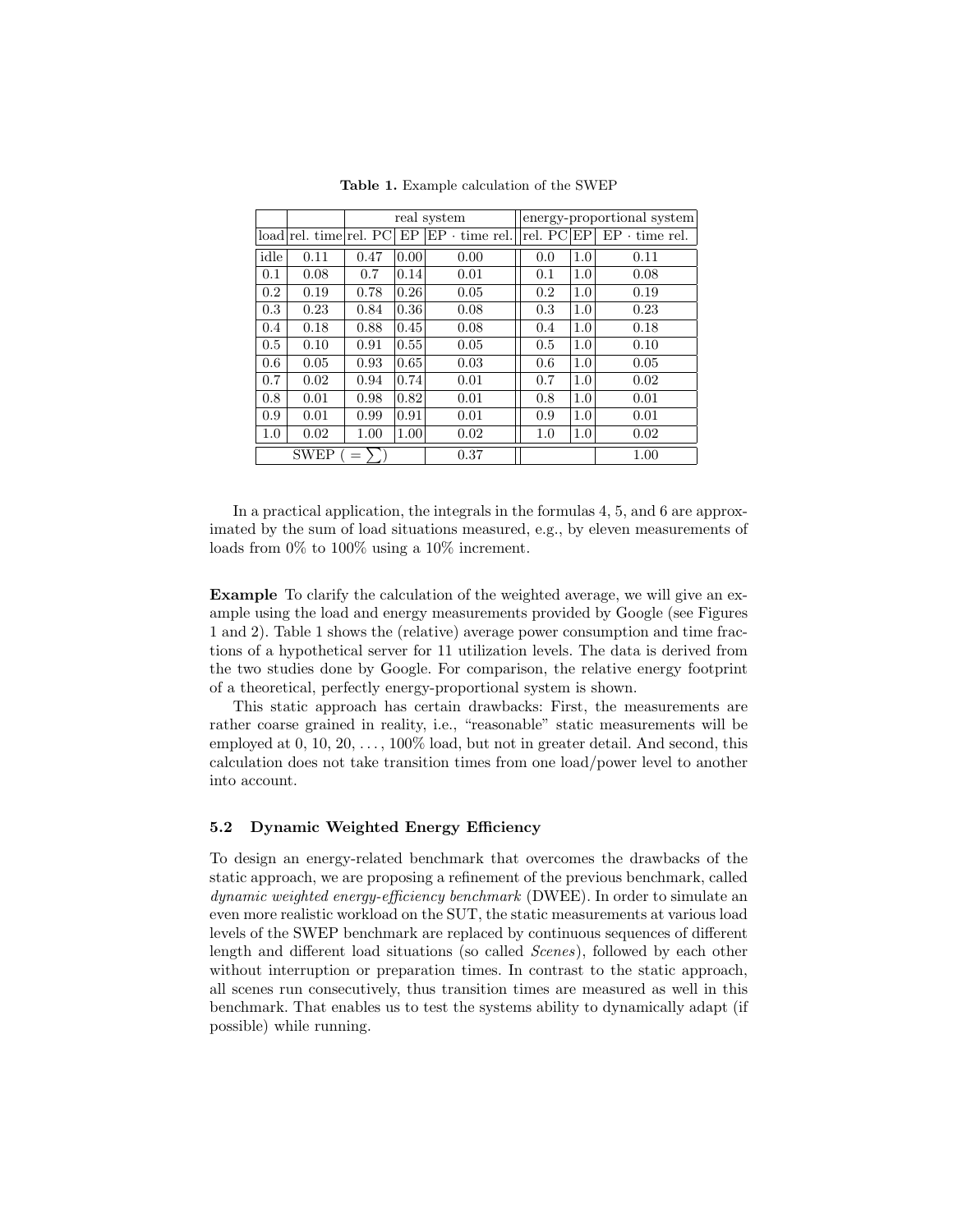**Table 1.** Example calculation of the SWEP

| | | real system | | | | energy-proportional system | | |
|---|---|---|---|---|---|---|---|---|
| load | rel. time | rel. PC | EP | EP · time rel. | | rel. PC | EP | EP · time rel. |
| idle | 0.11 | 0.47 | 0.00 | 0.00 | | 0.0 | 1.0 | 0.11 |
| 0.1 | 0.08 | 0.7 | 0.14 | 0.01 | | 0.1 | 1.0 | 0.08 |
| 0.2 | 0.19 | 0.78 | 0.26 | 0.05 | | 0.2 | 1.0 | 0.19 |
| 0.3 | 0.23 | 0.84 | 0.36 | 0.08 | | 0.3 | 1.0 | 0.23 |
| 0.4 | 0.18 | 0.88 | 0.45 | 0.08 | | 0.4 | 1.0 | 0.18 |
| 0.5 | 0.10 | 0.91 | 0.55 | 0.05 | | 0.5 | 1.0 | 0.10 |
| 0.6 | 0.05 | 0.93 | 0.65 | 0.03 | | 0.6 | 1.0 | 0.05 |
| 0.7 | 0.02 | 0.94 | 0.74 | 0.01 | | 0.7 | 1.0 | 0.02 |
| 0.8 | 0.01 | 0.98 | 0.82 | 0.01 | | 0.8 | 1.0 | 0.01 |
| 0.9 | 0.01 | 0.99 | 0.91 | 0.01 | | 0.9 | 1.0 | 0.01 |
| 1.0 | 0.02 | 1.00 | 1.00 | 0.02 | | 1.0 | 1.0 | 0.02 |
| SWEP ( $= \sum$ ) | | | | 0.37 | | | | 1.00 |

In a practical application, the integrals in the formulas 4, 5, and 6 are approximated by the sum of load situations measured, e.g., by eleven measurements of loads from 0% to 100% using a 10% increment.

**Example** To clarify the calculation of the weighted average, we will give an example using the load and energy measurements provided by Google (see Figures 1 and 2). Table 1 shows the (relative) average power consumption and time fractions of a hypothetical server for 11 utilization levels. The data is derived from the two studies done by Google. For comparison, the relative energy footprint of a theoretical, perfectly energy-proportional system is shown.

This static approach has certain drawbacks: First, the measurements are rather coarse grained in reality, i.e., "reasonable" static measurements will be employed at 0, 10, 20, . . . , 100% load, but not in greater detail. And second, this calculation does not take transition times from one load/power level to another into account.

### 5.2 Dynamic Weighted Energy Efficiency

To design an energy-related benchmark that overcomes the drawbacks of the static approach, we are proposing a refinement of the previous benchmark, called *dynamic weighted energy-efficiency benchmark* (DWEE). In order to simulate an even more realistic workload on the SUT, the static measurements at various load levels of the SWEP benchmark are replaced by continuous sequences of different length and different load situations (so called *Scenes*), followed by each other without interruption or preparation times. In contrast to the static approach, all scenes run consecutively, thus transition times are measured as well in this benchmark. That enables us to test the systems ability to dynamically adapt (if possible) while running.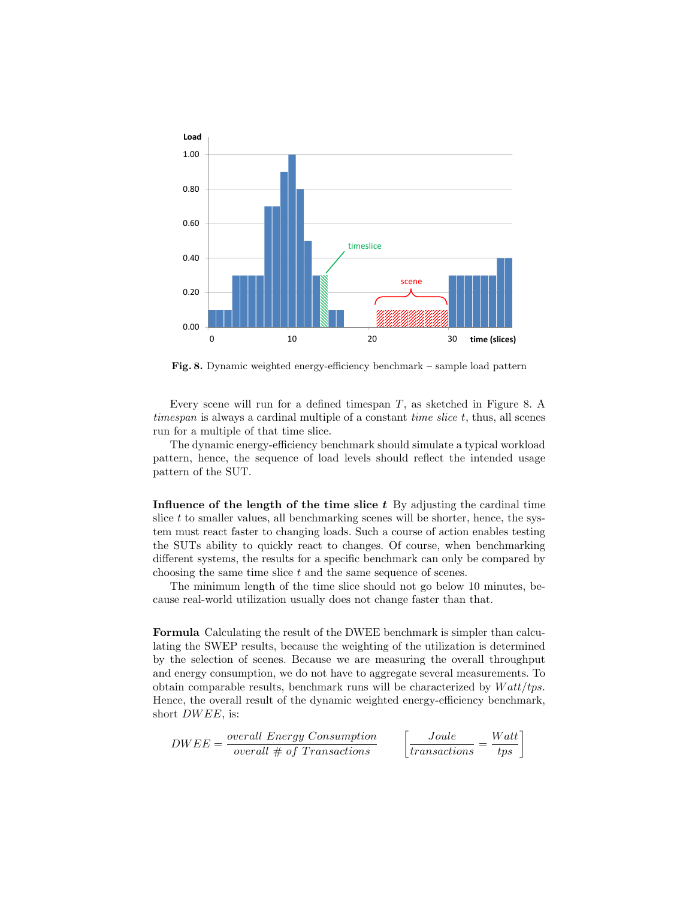Fig. 8. Dynamic weighted energy-efficiency benchmark – sample load pattern

Every scene will run for a defined timespan $T$, as sketched in Figure 8. A *timespan* is always a cardinal multiple of a constant *time slice* $t$, thus, all scenes run for a multiple of that time slice.

The dynamic energy-efficiency benchmark should simulate a typical workload pattern, hence, the sequence of load levels should reflect the intended usage pattern of the SUT.

**Influence of the length of the time slice $t$** By adjusting the cardinal time slice $t$ to smaller values, all benchmarking scenes will be shorter, hence, the system must react faster to changing loads. Such a course of action enables testing the SUTs ability to quickly react to changes. Of course, when benchmarking different systems, the results for a specific benchmark can only be compared by choosing the same time slice $t$ and the same sequence of scenes.

The minimum length of the time slice should not go below 10 minutes, because real-world utilization usually does not change faster than that.

**Formula** Calculating the result of the DWEE benchmark is simpler than calculating the SWEP results, because the weighting of the utilization is determined by the selection of scenes. Because we are measuring the overall throughput and energy consumption, we do not have to aggregate several measurements. To obtain comparable results, benchmark runs will be characterized by $Watt/tps$. Hence, the overall result of the dynamic weighted energy-efficiency benchmark, short $DWEE$, is:

$$DWEE = \frac{overall\ Energy\ Consumption}{overall\ \#\ of\ Transactions} \qquad \left[\frac{Joule}{transactions} = \frac{Watt}{tps}\right]$$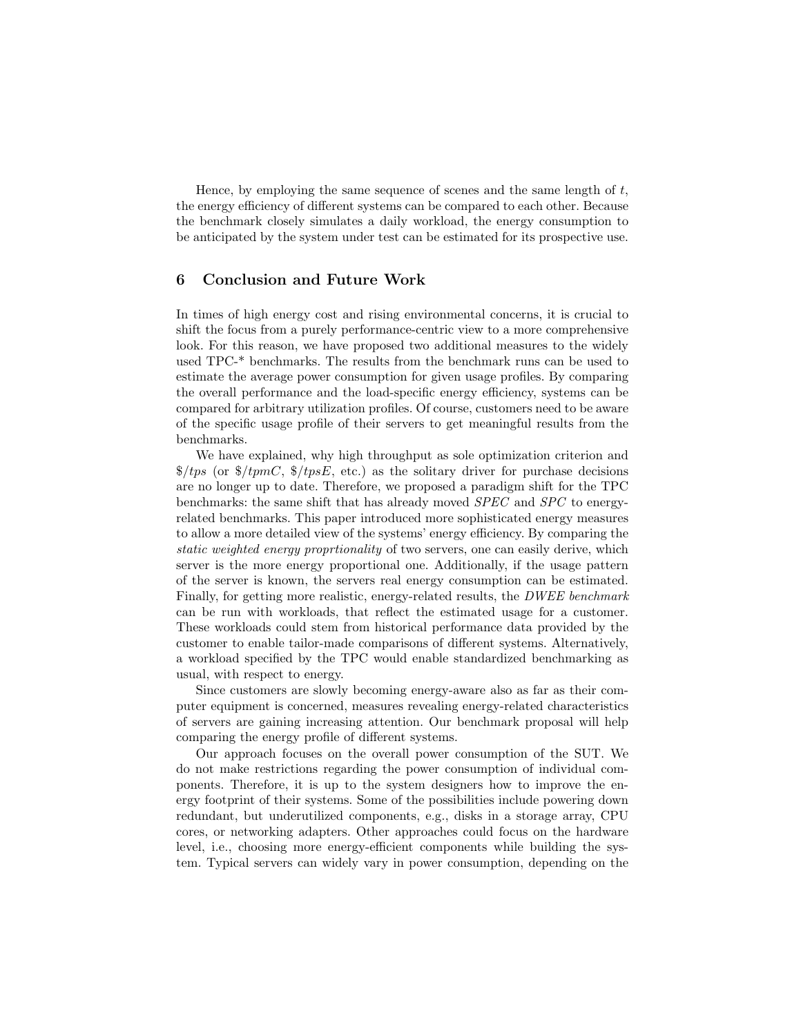Hence, by employing the same sequence of scenes and the same length of $t$, the energy efficiency of different systems can be compared to each other. Because the benchmark closely simulates a daily workload, the energy consumption to be anticipated by the system under test can be estimated for its prospective use.

## 6 Conclusion and Future Work

In times of high energy cost and rising environmental concerns, it is crucial to shift the focus from a purely performance-centric view to a more comprehensive look. For this reason, we have proposed two additional measures to the widely used TPC-* benchmarks. The results from the benchmark runs can be used to estimate the average power consumption for given usage profiles. By comparing the overall performance and the load-specific energy efficiency, systems can be compared for arbitrary utilization profiles. Of course, customers need to be aware of the specific usage profile of their servers to get meaningful results from the benchmarks.

We have explained, why high throughput as sole optimization criterion and $\$/tps$ (or $\$/tpmC$, $\$/tpsE$, etc.) as the solitary driver for purchase decisions are no longer up to date. Therefore, we proposed a paradigm shift for the TPC benchmarks: the same shift that has already moved *SPEC* and *SPC* to energy-related benchmarks. This paper introduced more sophisticated energy measures to allow a more detailed view of the systems' energy efficiency. By comparing the *static weighted energy proprtionality* of two servers, one can easily derive, which server is the more energy proportional one. Additionally, if the usage pattern of the server is known, the servers real energy consumption can be estimated. Finally, for getting more realistic, energy-related results, the *DWEE benchmark* can be run with workloads, that reflect the estimated usage for a customer. These workloads could stem from historical performance data provided by the customer to enable tailor-made comparisons of different systems. Alternatively, a workload specified by the TPC would enable standardized benchmarking as usual, with respect to energy.

Since customers are slowly becoming energy-aware also as far as their computer equipment is concerned, measures revealing energy-related characteristics of servers are gaining increasing attention. Our benchmark proposal will help comparing the energy profile of different systems.

Our approach focuses on the overall power consumption of the SUT. We do not make restrictions regarding the power consumption of individual components. Therefore, it is up to the system designers how to improve the energy footprint of their systems. Some of the possibilities include powering down redundant, but underutilized components, e.g., disks in a storage array, CPU cores, or networking adapters. Other approaches could focus on the hardware level, i.e., choosing more energy-efficient components while building the system. Typical servers can widely vary in power consumption, depending on the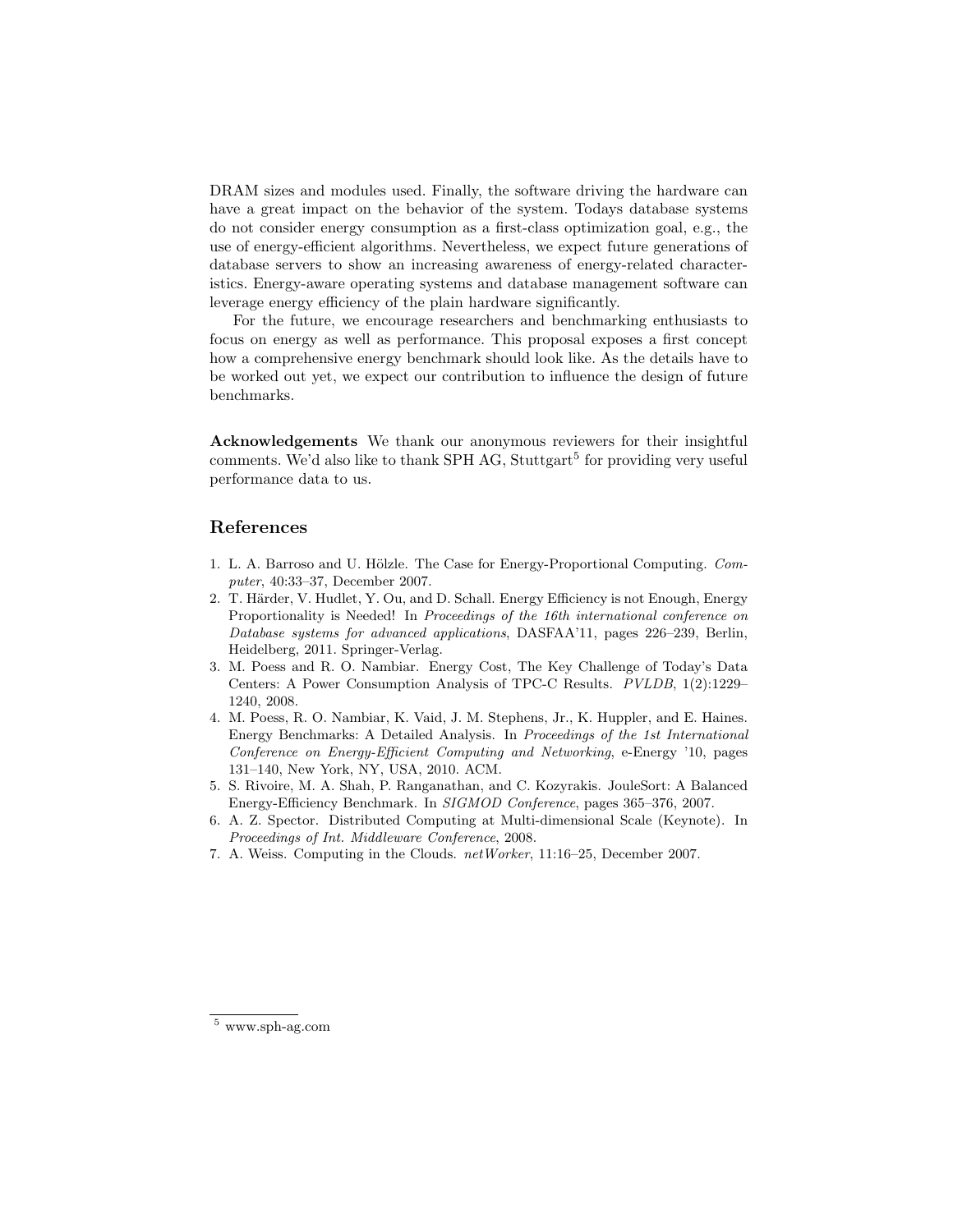DRAM sizes and modules used. Finally, the software driving the hardware can have a great impact on the behavior of the system. Todays database systems do not consider energy consumption as a first-class optimization goal, e.g., the use of energy-efficient algorithms. Nevertheless, we expect future generations of database servers to show an increasing awareness of energy-related characteristics. Energy-aware operating systems and database management software can leverage energy efficiency of the plain hardware significantly.

For the future, we encourage researchers and benchmarking enthusiasts to focus on energy as well as performance. This proposal exposes a first concept how a comprehensive energy benchmark should look like. As the details have to be worked out yet, we expect our contribution to influence the design of future benchmarks.

**Acknowledgements** We thank our anonymous reviewers for their insightful comments. We'd also like to thank SPH AG, Stuttgart[5] for providing very useful performance data to us.

## References

1. L. A. Barroso and U. Hölzle. The Case for Energy-Proportional Computing. *Computer*, 40:33–37, December 2007.
2. T. Härder, V. Hudlet, Y. Ou, and D. Schall. Energy Efficiency is not Enough, Energy Proportionality is Needed! In *Proceedings of the 16th international conference on Database systems for advanced applications*, DASFAA'11, pages 226–239, Berlin, Heidelberg, 2011. Springer-Verlag.
3. M. Poess and R. O. Nambiar. Energy Cost, The Key Challenge of Today's Data Centers: A Power Consumption Analysis of TPC-C Results. *PVLDB*, 1(2):1229–1240, 2008.
4. M. Poess, R. O. Nambiar, K. Vaid, J. M. Stephens, Jr., K. Huppler, and E. Haines. Energy Benchmarks: A Detailed Analysis. In *Proceedings of the 1st International Conference on Energy-Efficient Computing and Networking*, e-Energy '10, pages 131–140, New York, NY, USA, 2010. ACM.
5. S. Rivoire, M. A. Shah, P. Ranganathan, and C. Kozyrakis. JouleSort: A Balanced Energy-Efficiency Benchmark. In *SIGMOD Conference*, pages 365–376, 2007.
6. A. Z. Spector. Distributed Computing at Multi-dimensional Scale (Keynote). In *Proceedings of Int. Middleware Conference*, 2008.
7. A. Weiss. Computing in the Clouds. *netWorker*, 11:16–25, December 2007.

[5] www.sph-ag.com